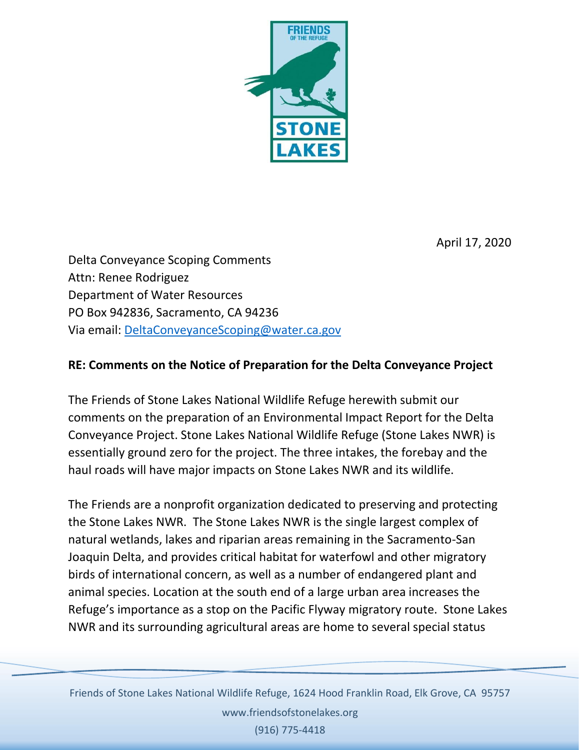April 17, 2020

Delta Conveyance Scoping Comments
Attn: Renee Rodriguez
Department of Water Resources
PO Box 942836, Sacramento, CA 94236
Via email: DeltaConveyanceScoping@water.ca.gov

**RE: Comments on the Notice of Preparation for the Delta Conveyance Project**

The Friends of Stone Lakes National Wildlife Refuge herewith submit our comments on the preparation of an Environmental Impact Report for the Delta Conveyance Project. Stone Lakes National Wildlife Refuge (Stone Lakes NWR) is essentially ground zero for the project. The three intakes, the forebay and the haul roads will have major impacts on Stone Lakes NWR and its wildlife.

The Friends are a nonprofit organization dedicated to preserving and protecting the Stone Lakes NWR. The Stone Lakes NWR is the single largest complex of natural wetlands, lakes and riparian areas remaining in the Sacramento-San Joaquin Delta, and provides critical habitat for waterfowl and other migratory birds of international concern, as well as a number of endangered plant and animal species. Location at the south end of a large urban area increases the Refuge's importance as a stop on the Pacific Flyway migratory route. Stone Lakes NWR and its surrounding agricultural areas are home to several special status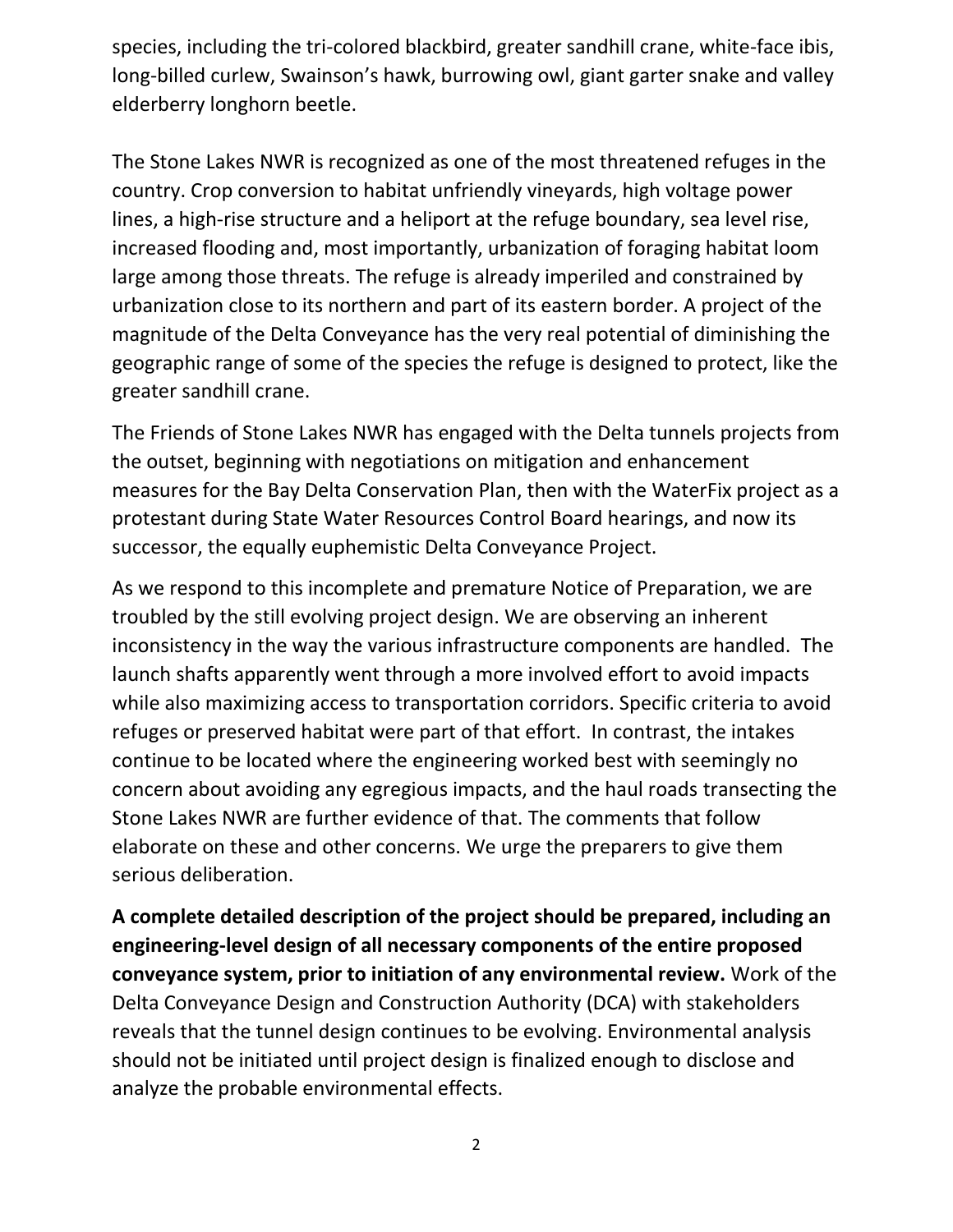species, including the tri-colored blackbird, greater sandhill crane, white-face ibis, long-billed curlew, Swainson's hawk, burrowing owl, giant garter snake and valley elderberry longhorn beetle.

The Stone Lakes NWR is recognized as one of the most threatened refuges in the country. Crop conversion to habitat unfriendly vineyards, high voltage power lines, a high-rise structure and a heliport at the refuge boundary, sea level rise, increased flooding and, most importantly, urbanization of foraging habitat loom large among those threats. The refuge is already imperiled and constrained by urbanization close to its northern and part of its eastern border. A project of the magnitude of the Delta Conveyance has the very real potential of diminishing the geographic range of some of the species the refuge is designed to protect, like the greater sandhill crane.

The Friends of Stone Lakes NWR has engaged with the Delta tunnels projects from the outset, beginning with negotiations on mitigation and enhancement measures for the Bay Delta Conservation Plan, then with the WaterFix project as a protestant during State Water Resources Control Board hearings, and now its successor, the equally euphemistic Delta Conveyance Project.

As we respond to this incomplete and premature Notice of Preparation, we are troubled by the still evolving project design. We are observing an inherent inconsistency in the way the various infrastructure components are handled. The launch shafts apparently went through a more involved effort to avoid impacts while also maximizing access to transportation corridors. Specific criteria to avoid refuges or preserved habitat were part of that effort. In contrast, the intakes continue to be located where the engineering worked best with seemingly no concern about avoiding any egregious impacts, and the haul roads transecting the Stone Lakes NWR are further evidence of that. The comments that follow elaborate on these and other concerns. We urge the preparers to give them serious deliberation.

**A complete detailed description of the project should be prepared, including an engineering-level design of all necessary components of the entire proposed conveyance system, prior to initiation of any environmental review.** Work of the Delta Conveyance Design and Construction Authority (DCA) with stakeholders reveals that the tunnel design continues to be evolving. Environmental analysis should not be initiated until project design is finalized enough to disclose and analyze the probable environmental effects.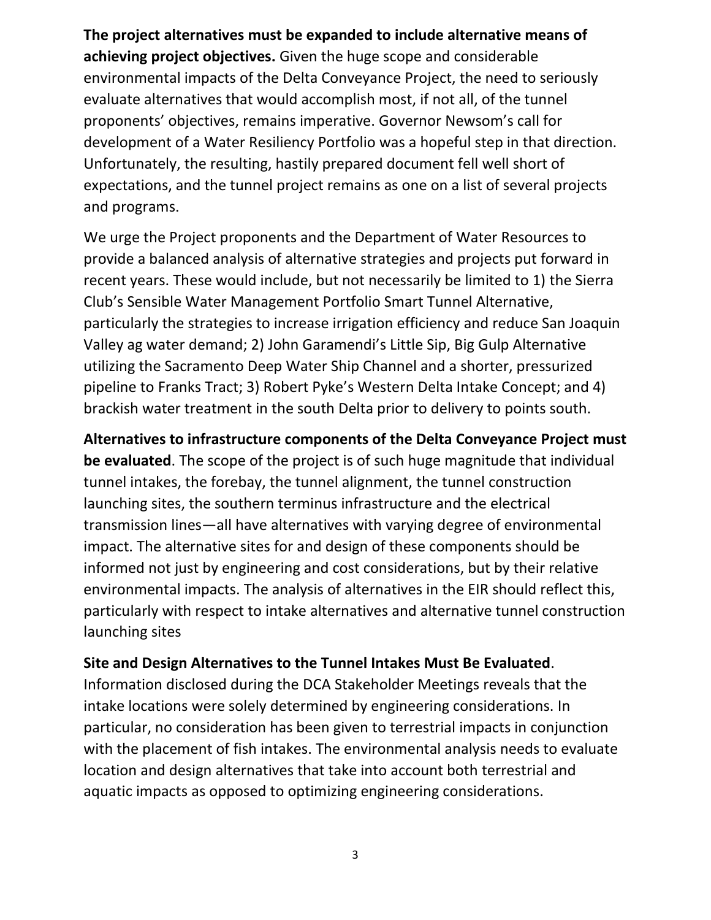**The project alternatives must be expanded to include alternative means of achieving project objectives.** Given the huge scope and considerable environmental impacts of the Delta Conveyance Project, the need to seriously evaluate alternatives that would accomplish most, if not all, of the tunnel proponents' objectives, remains imperative. Governor Newsom's call for development of a Water Resiliency Portfolio was a hopeful step in that direction. Unfortunately, the resulting, hastily prepared document fell well short of expectations, and the tunnel project remains as one on a list of several projects and programs.

We urge the Project proponents and the Department of Water Resources to provide a balanced analysis of alternative strategies and projects put forward in recent years. These would include, but not necessarily be limited to 1) the Sierra Club's Sensible Water Management Portfolio Smart Tunnel Alternative, particularly the strategies to increase irrigation efficiency and reduce San Joaquin Valley ag water demand; 2) John Garamendi's Little Sip, Big Gulp Alternative utilizing the Sacramento Deep Water Ship Channel and a shorter, pressurized pipeline to Franks Tract; 3) Robert Pyke's Western Delta Intake Concept; and 4) brackish water treatment in the south Delta prior to delivery to points south.

**Alternatives to infrastructure components of the Delta Conveyance Project must be evaluated**. The scope of the project is of such huge magnitude that individual tunnel intakes, the forebay, the tunnel alignment, the tunnel construction launching sites, the southern terminus infrastructure and the electrical transmission lines—all have alternatives with varying degree of environmental impact. The alternative sites for and design of these components should be informed not just by engineering and cost considerations, but by their relative environmental impacts. The analysis of alternatives in the EIR should reflect this, particularly with respect to intake alternatives and alternative tunnel construction launching sites

**Site and Design Alternatives to the Tunnel Intakes Must Be Evaluated**. Information disclosed during the DCA Stakeholder Meetings reveals that the intake locations were solely determined by engineering considerations. In particular, no consideration has been given to terrestrial impacts in conjunction with the placement of fish intakes. The environmental analysis needs to evaluate location and design alternatives that take into account both terrestrial and aquatic impacts as opposed to optimizing engineering considerations.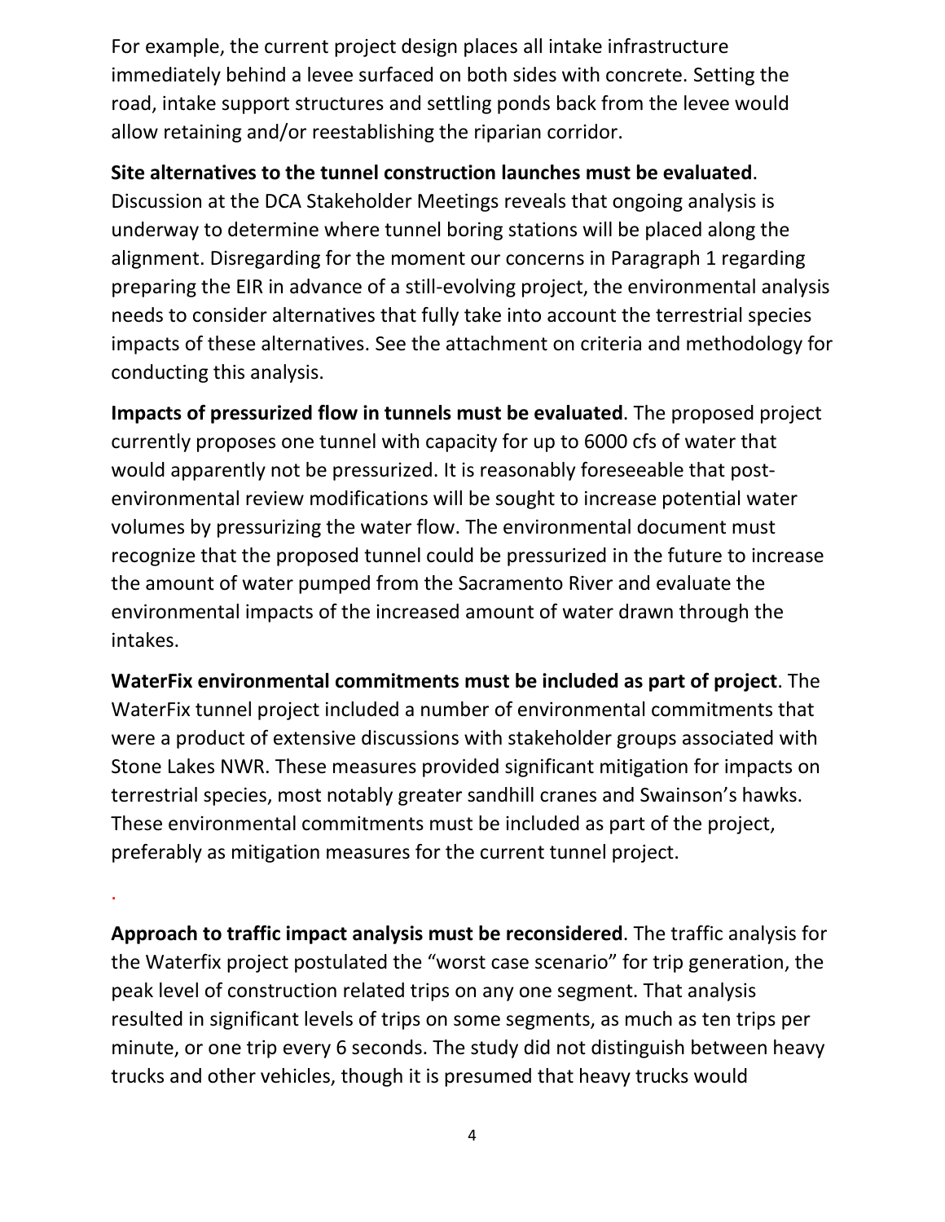For example, the current project design places all intake infrastructure immediately behind a levee surfaced on both sides with concrete. Setting the road, intake support structures and settling ponds back from the levee would allow retaining and/or reestablishing the riparian corridor.

**Site alternatives to the tunnel construction launches must be evaluated**. Discussion at the DCA Stakeholder Meetings reveals that ongoing analysis is underway to determine where tunnel boring stations will be placed along the alignment. Disregarding for the moment our concerns in Paragraph 1 regarding preparing the EIR in advance of a still-evolving project, the environmental analysis needs to consider alternatives that fully take into account the terrestrial species impacts of these alternatives. See the attachment on criteria and methodology for conducting this analysis.

**Impacts of pressurized flow in tunnels must be evaluated**. The proposed project currently proposes one tunnel with capacity for up to 6000 cfs of water that would apparently not be pressurized. It is reasonably foreseeable that post-environmental review modifications will be sought to increase potential water volumes by pressurizing the water flow. The environmental document must recognize that the proposed tunnel could be pressurized in the future to increase the amount of water pumped from the Sacramento River and evaluate the environmental impacts of the increased amount of water drawn through the intakes.

**WaterFix environmental commitments must be included as part of project**. The WaterFix tunnel project included a number of environmental commitments that were a product of extensive discussions with stakeholder groups associated with Stone Lakes NWR. These measures provided significant mitigation for impacts on terrestrial species, most notably greater sandhill cranes and Swainson's hawks. These environmental commitments must be included as part of the project, preferably as mitigation measures for the current tunnel project.

**Approach to traffic impact analysis must be reconsidered**. The traffic analysis for the Waterfix project postulated the "worst case scenario" for trip generation, the peak level of construction related trips on any one segment. That analysis resulted in significant levels of trips on some segments, as much as ten trips per minute, or one trip every 6 seconds. The study did not distinguish between heavy trucks and other vehicles, though it is presumed that heavy trucks would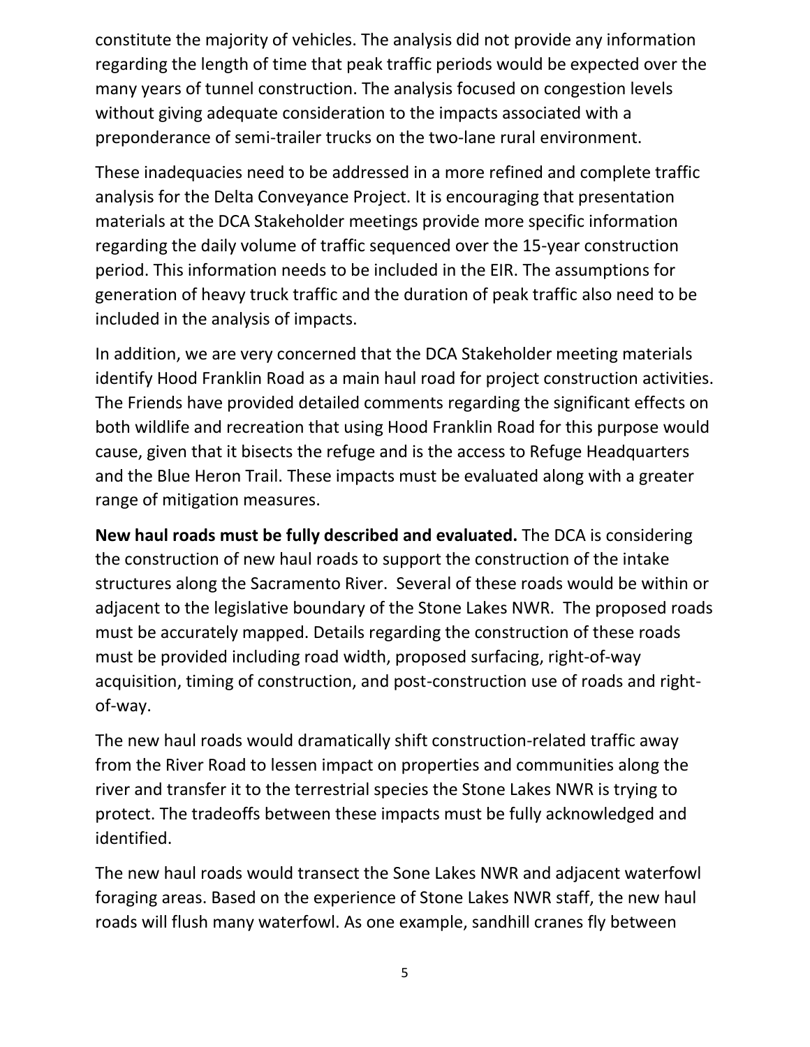constitute the majority of vehicles. The analysis did not provide any information regarding the length of time that peak traffic periods would be expected over the many years of tunnel construction. The analysis focused on congestion levels without giving adequate consideration to the impacts associated with a preponderance of semi-trailer trucks on the two-lane rural environment.

These inadequacies need to be addressed in a more refined and complete traffic analysis for the Delta Conveyance Project. It is encouraging that presentation materials at the DCA Stakeholder meetings provide more specific information regarding the daily volume of traffic sequenced over the 15-year construction period. This information needs to be included in the EIR. The assumptions for generation of heavy truck traffic and the duration of peak traffic also need to be included in the analysis of impacts.

In addition, we are very concerned that the DCA Stakeholder meeting materials identify Hood Franklin Road as a main haul road for project construction activities. The Friends have provided detailed comments regarding the significant effects on both wildlife and recreation that using Hood Franklin Road for this purpose would cause, given that it bisects the refuge and is the access to Refuge Headquarters and the Blue Heron Trail. These impacts must be evaluated along with a greater range of mitigation measures.

**New haul roads must be fully described and evaluated.** The DCA is considering the construction of new haul roads to support the construction of the intake structures along the Sacramento River. Several of these roads would be within or adjacent to the legislative boundary of the Stone Lakes NWR. The proposed roads must be accurately mapped. Details regarding the construction of these roads must be provided including road width, proposed surfacing, right-of-way acquisition, timing of construction, and post-construction use of roads and right-of-way.

The new haul roads would dramatically shift construction-related traffic away from the River Road to lessen impact on properties and communities along the river and transfer it to the terrestrial species the Stone Lakes NWR is trying to protect. The tradeoffs between these impacts must be fully acknowledged and identified.

The new haul roads would transect the Sone Lakes NWR and adjacent waterfowl foraging areas. Based on the experience of Stone Lakes NWR staff, the new haul roads will flush many waterfowl. As one example, sandhill cranes fly between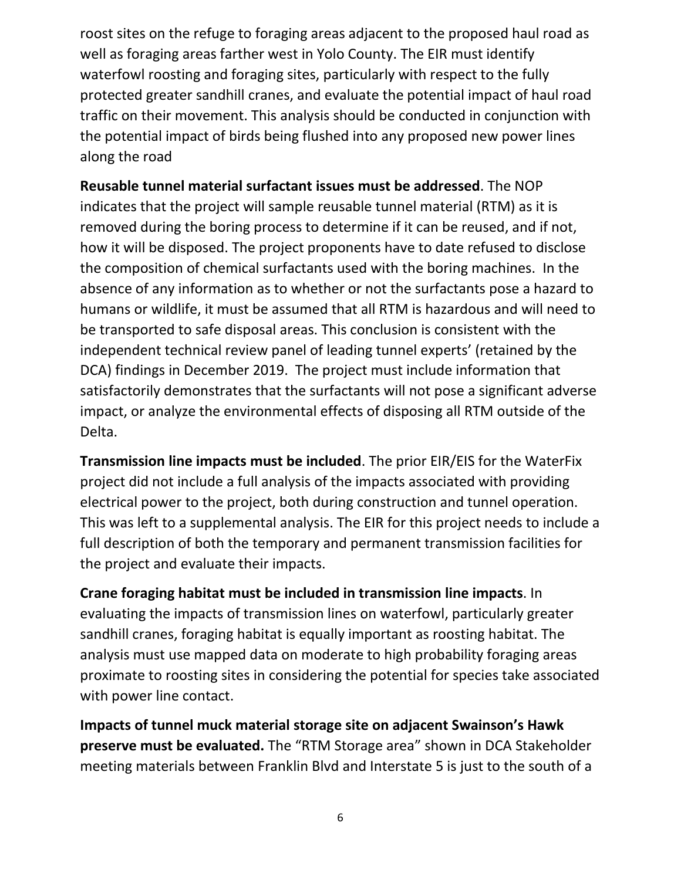roost sites on the refuge to foraging areas adjacent to the proposed haul road as well as foraging areas farther west in Yolo County. The EIR must identify waterfowl roosting and foraging sites, particularly with respect to the fully protected greater sandhill cranes, and evaluate the potential impact of haul road traffic on their movement. This analysis should be conducted in conjunction with the potential impact of birds being flushed into any proposed new power lines along the road

**Reusable tunnel material surfactant issues must be addressed**. The NOP indicates that the project will sample reusable tunnel material (RTM) as it is removed during the boring process to determine if it can be reused, and if not, how it will be disposed. The project proponents have to date refused to disclose the composition of chemical surfactants used with the boring machines. In the absence of any information as to whether or not the surfactants pose a hazard to humans or wildlife, it must be assumed that all RTM is hazardous and will need to be transported to safe disposal areas. This conclusion is consistent with the independent technical review panel of leading tunnel experts' (retained by the DCA) findings in December 2019. The project must include information that satisfactorily demonstrates that the surfactants will not pose a significant adverse impact, or analyze the environmental effects of disposing all RTM outside of the Delta.

**Transmission line impacts must be included**. The prior EIR/EIS for the WaterFix project did not include a full analysis of the impacts associated with providing electrical power to the project, both during construction and tunnel operation. This was left to a supplemental analysis. The EIR for this project needs to include a full description of both the temporary and permanent transmission facilities for the project and evaluate their impacts.

**Crane foraging habitat must be included in transmission line impacts**. In evaluating the impacts of transmission lines on waterfowl, particularly greater sandhill cranes, foraging habitat is equally important as roosting habitat. The analysis must use mapped data on moderate to high probability foraging areas proximate to roosting sites in considering the potential for species take associated with power line contact.

**Impacts of tunnel muck material storage site on adjacent Swainson's Hawk preserve must be evaluated.** The "RTM Storage area" shown in DCA Stakeholder meeting materials between Franklin Blvd and Interstate 5 is just to the south of a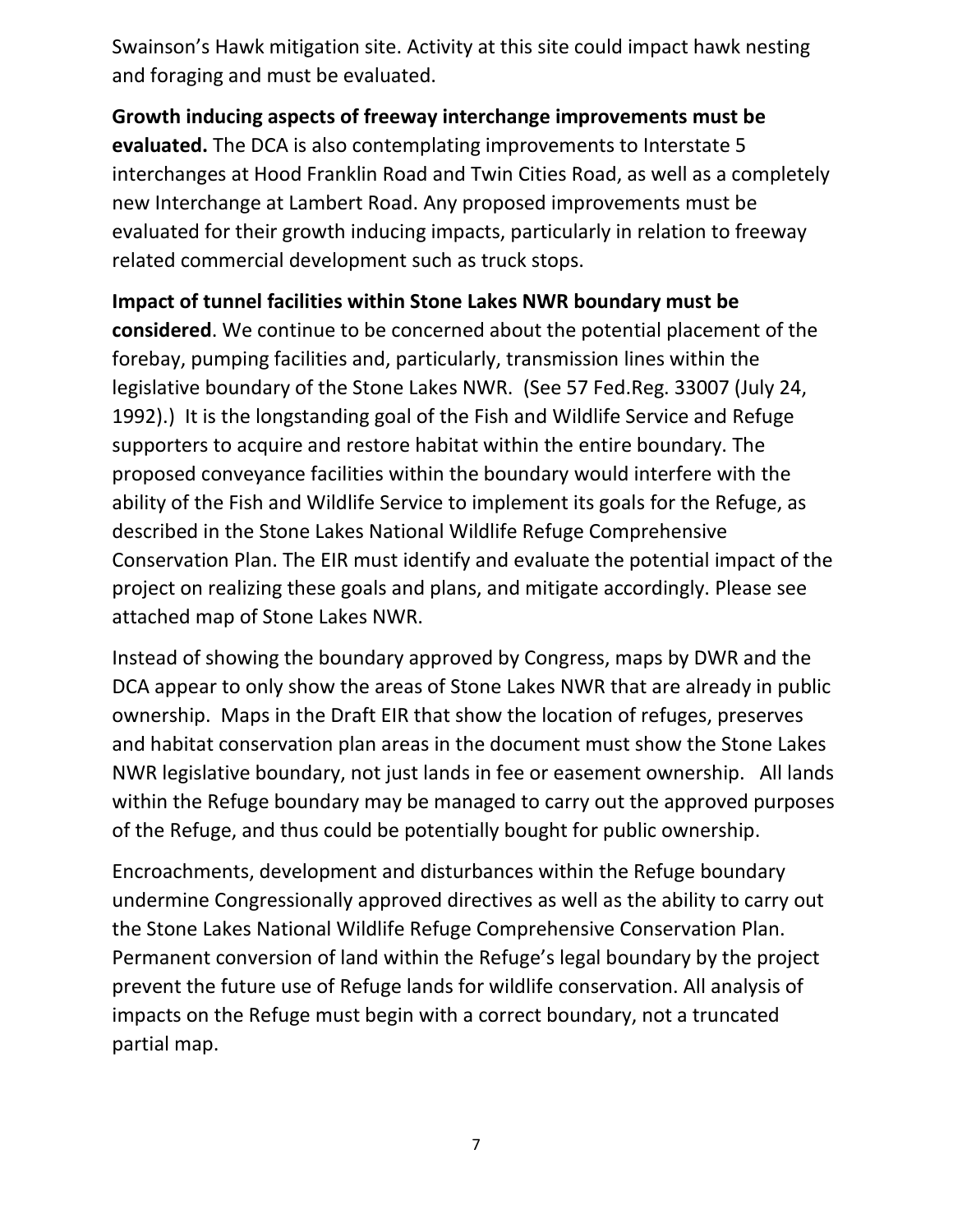Swainson's Hawk mitigation site. Activity at this site could impact hawk nesting and foraging and must be evaluated.

**Growth inducing aspects of freeway interchange improvements must be evaluated.** The DCA is also contemplating improvements to Interstate 5 interchanges at Hood Franklin Road and Twin Cities Road, as well as a completely new Interchange at Lambert Road. Any proposed improvements must be evaluated for their growth inducing impacts, particularly in relation to freeway related commercial development such as truck stops.

**Impact of tunnel facilities within Stone Lakes NWR boundary must be considered**. We continue to be concerned about the potential placement of the forebay, pumping facilities and, particularly, transmission lines within the legislative boundary of the Stone Lakes NWR. (See 57 Fed.Reg. 33007 (July 24, 1992).) It is the longstanding goal of the Fish and Wildlife Service and Refuge supporters to acquire and restore habitat within the entire boundary. The proposed conveyance facilities within the boundary would interfere with the ability of the Fish and Wildlife Service to implement its goals for the Refuge, as described in the Stone Lakes National Wildlife Refuge Comprehensive Conservation Plan. The EIR must identify and evaluate the potential impact of the project on realizing these goals and plans, and mitigate accordingly. Please see attached map of Stone Lakes NWR.

Instead of showing the boundary approved by Congress, maps by DWR and the DCA appear to only show the areas of Stone Lakes NWR that are already in public ownership. Maps in the Draft EIR that show the location of refuges, preserves and habitat conservation plan areas in the document must show the Stone Lakes NWR legislative boundary, not just lands in fee or easement ownership. All lands within the Refuge boundary may be managed to carry out the approved purposes of the Refuge, and thus could be potentially bought for public ownership.

Encroachments, development and disturbances within the Refuge boundary undermine Congressionally approved directives as well as the ability to carry out the Stone Lakes National Wildlife Refuge Comprehensive Conservation Plan. Permanent conversion of land within the Refuge's legal boundary by the project prevent the future use of Refuge lands for wildlife conservation. All analysis of impacts on the Refuge must begin with a correct boundary, not a truncated partial map.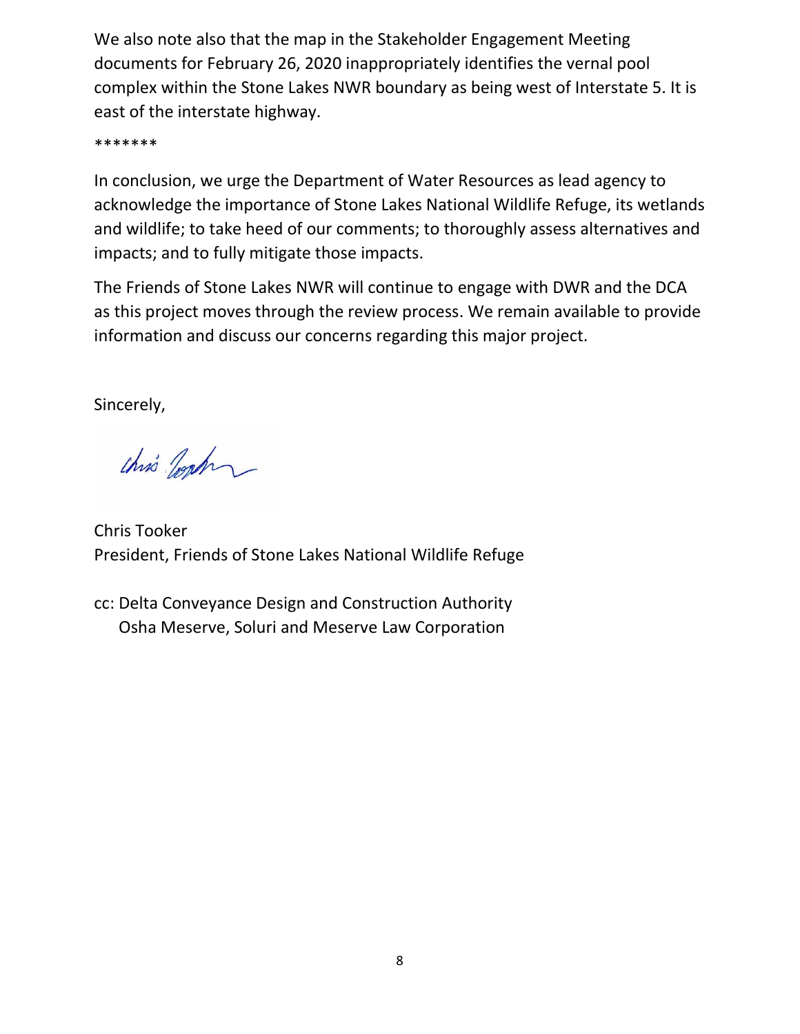We also note also that the map in the Stakeholder Engagement Meeting documents for February 26, 2020 inappropriately identifies the vernal pool complex within the Stone Lakes NWR boundary as being west of Interstate 5. It is east of the interstate highway.

*******

In conclusion, we urge the Department of Water Resources as lead agency to acknowledge the importance of Stone Lakes National Wildlife Refuge, its wetlands and wildlife; to take heed of our comments; to thoroughly assess alternatives and impacts; and to fully mitigate those impacts.

The Friends of Stone Lakes NWR will continue to engage with DWR and the DCA as this project moves through the review process. We remain available to provide information and discuss our concerns regarding this major project.

Sincerely,

Chris Tooker
President, Friends of Stone Lakes National Wildlife Refuge

cc: Delta Conveyance Design and Construction Authority
Osha Meserve, Soluri and Meserve Law Corporation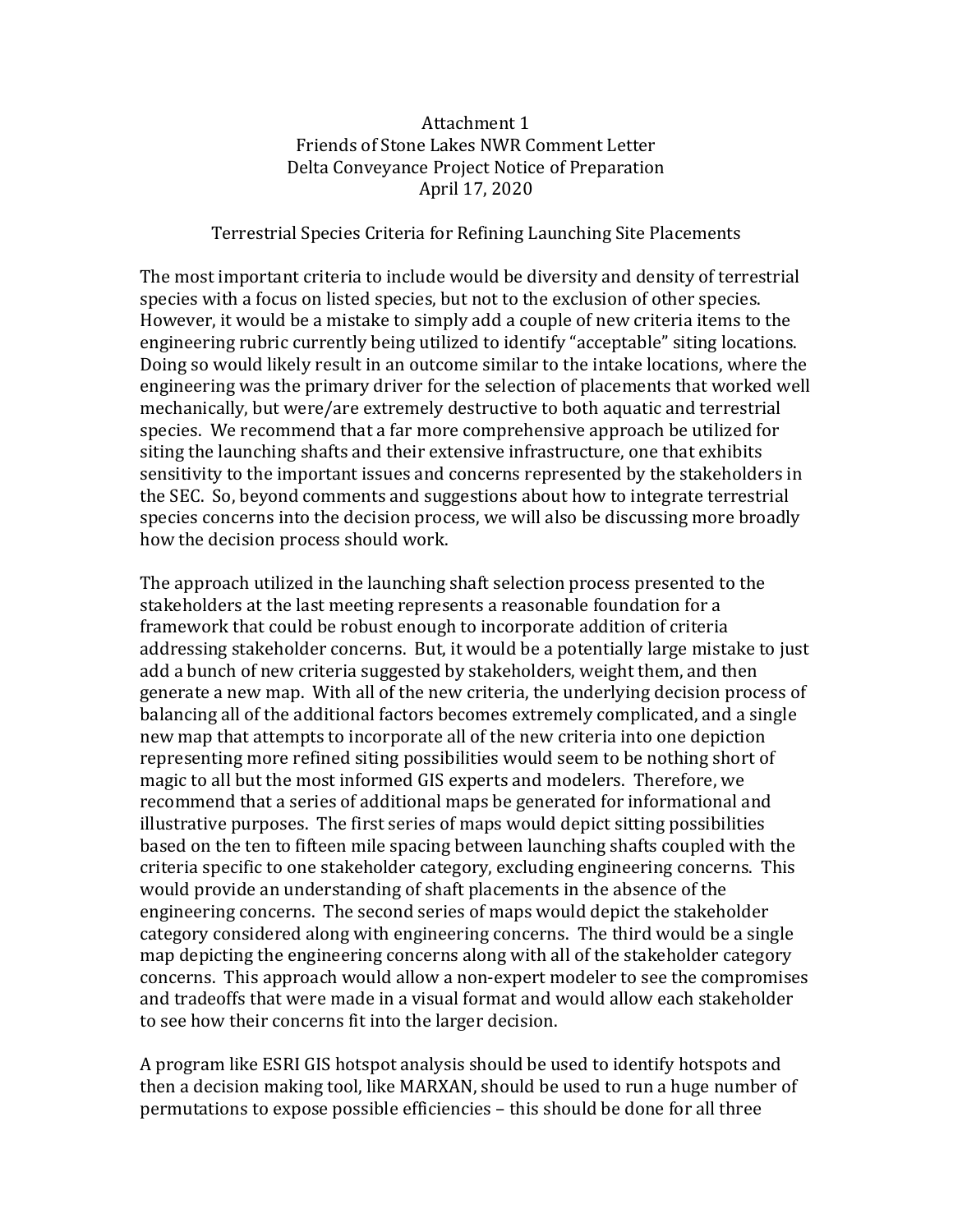Attachment 1  
Friends of Stone Lakes NWR Comment Letter  
Delta Conveyance Project Notice of Preparation  
April 17, 2020

Terrestrial Species Criteria for Refining Launching Site Placements

The most important criteria to include would be diversity and density of terrestrial species with a focus on listed species, but not to the exclusion of other species. However, it would be a mistake to simply add a couple of new criteria items to the engineering rubric currently being utilized to identify "acceptable" siting locations. Doing so would likely result in an outcome similar to the intake locations, where the engineering was the primary driver for the selection of placements that worked well mechanically, but were/are extremely destructive to both aquatic and terrestrial species. We recommend that a far more comprehensive approach be utilized for siting the launching shafts and their extensive infrastructure, one that exhibits sensitivity to the important issues and concerns represented by the stakeholders in the SEC. So, beyond comments and suggestions about how to integrate terrestrial species concerns into the decision process, we will also be discussing more broadly how the decision process should work.

The approach utilized in the launching shaft selection process presented to the stakeholders at the last meeting represents a reasonable foundation for a framework that could be robust enough to incorporate addition of criteria addressing stakeholder concerns. But, it would be a potentially large mistake to just add a bunch of new criteria suggested by stakeholders, weight them, and then generate a new map. With all of the new criteria, the underlying decision process of balancing all of the additional factors becomes extremely complicated, and a single new map that attempts to incorporate all of the new criteria into one depiction representing more refined siting possibilities would seem to be nothing short of magic to all but the most informed GIS experts and modelers. Therefore, we recommend that a series of additional maps be generated for informational and illustrative purposes. The first series of maps would depict sitting possibilities based on the ten to fifteen mile spacing between launching shafts coupled with the criteria specific to one stakeholder category, excluding engineering concerns. This would provide an understanding of shaft placements in the absence of the engineering concerns. The second series of maps would depict the stakeholder category considered along with engineering concerns. The third would be a single map depicting the engineering concerns along with all of the stakeholder category concerns. This approach would allow a non-expert modeler to see the compromises and tradeoffs that were made in a visual format and would allow each stakeholder to see how their concerns fit into the larger decision.

A program like ESRI GIS hotspot analysis should be used to identify hotspots and then a decision making tool, like MARXAN, should be used to run a huge number of permutations to expose possible efficiencies – this should be done for all three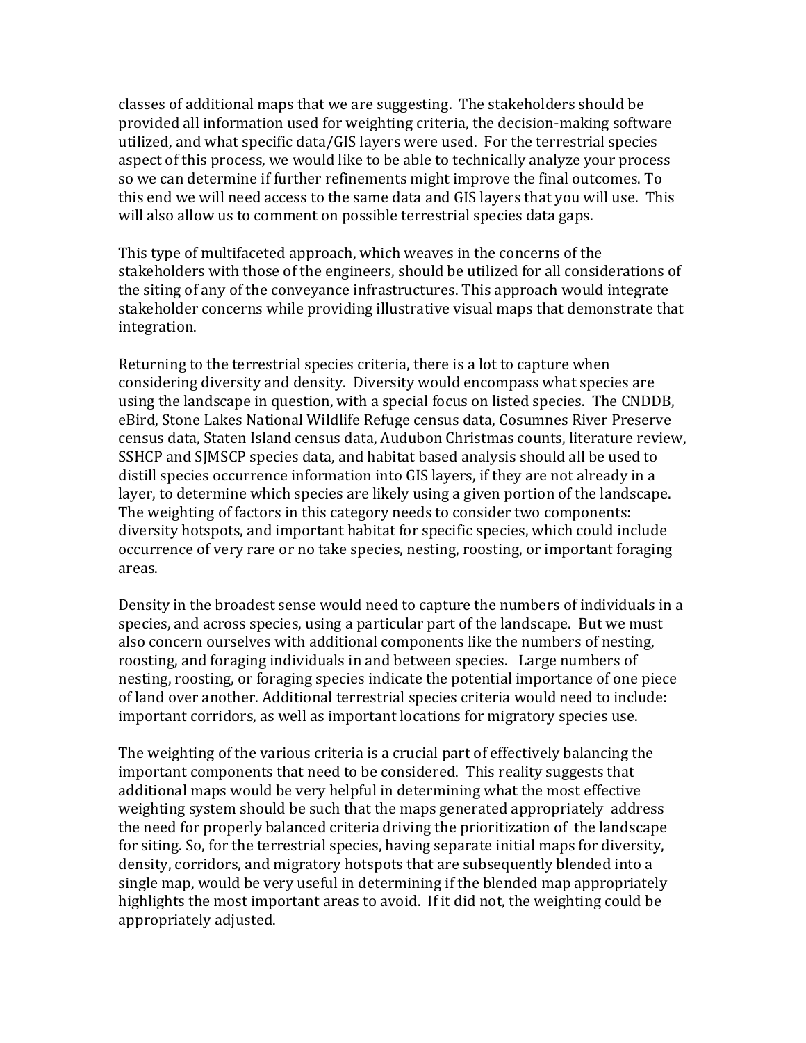classes of additional maps that we are suggesting. The stakeholders should be provided all information used for weighting criteria, the decision-making software utilized, and what specific data/GIS layers were used. For the terrestrial species aspect of this process, we would like to be able to technically analyze your process so we can determine if further refinements might improve the final outcomes. To this end we will need access to the same data and GIS layers that you will use. This will also allow us to comment on possible terrestrial species data gaps.

This type of multifaceted approach, which weaves in the concerns of the stakeholders with those of the engineers, should be utilized for all considerations of the siting of any of the conveyance infrastructures. This approach would integrate stakeholder concerns while providing illustrative visual maps that demonstrate that integration.

Returning to the terrestrial species criteria, there is a lot to capture when considering diversity and density. Diversity would encompass what species are using the landscape in question, with a special focus on listed species. The CNDDB, eBird, Stone Lakes National Wildlife Refuge census data, Cosumnes River Preserve census data, Staten Island census data, Audubon Christmas counts, literature review, SSHCP and SJMSCP species data, and habitat based analysis should all be used to distill species occurrence information into GIS layers, if they are not already in a layer, to determine which species are likely using a given portion of the landscape. The weighting of factors in this category needs to consider two components: diversity hotspots, and important habitat for specific species, which could include occurrence of very rare or no take species, nesting, roosting, or important foraging areas.

Density in the broadest sense would need to capture the numbers of individuals in a species, and across species, using a particular part of the landscape. But we must also concern ourselves with additional components like the numbers of nesting, roosting, and foraging individuals in and between species. Large numbers of nesting, roosting, or foraging species indicate the potential importance of one piece of land over another. Additional terrestrial species criteria would need to include: important corridors, as well as important locations for migratory species use.

The weighting of the various criteria is a crucial part of effectively balancing the important components that need to be considered. This reality suggests that additional maps would be very helpful in determining what the most effective weighting system should be such that the maps generated appropriately address the need for properly balanced criteria driving the prioritization of the landscape for siting. So, for the terrestrial species, having separate initial maps for diversity, density, corridors, and migratory hotspots that are subsequently blended into a single map, would be very useful in determining if the blended map appropriately highlights the most important areas to avoid. If it did not, the weighting could be appropriately adjusted.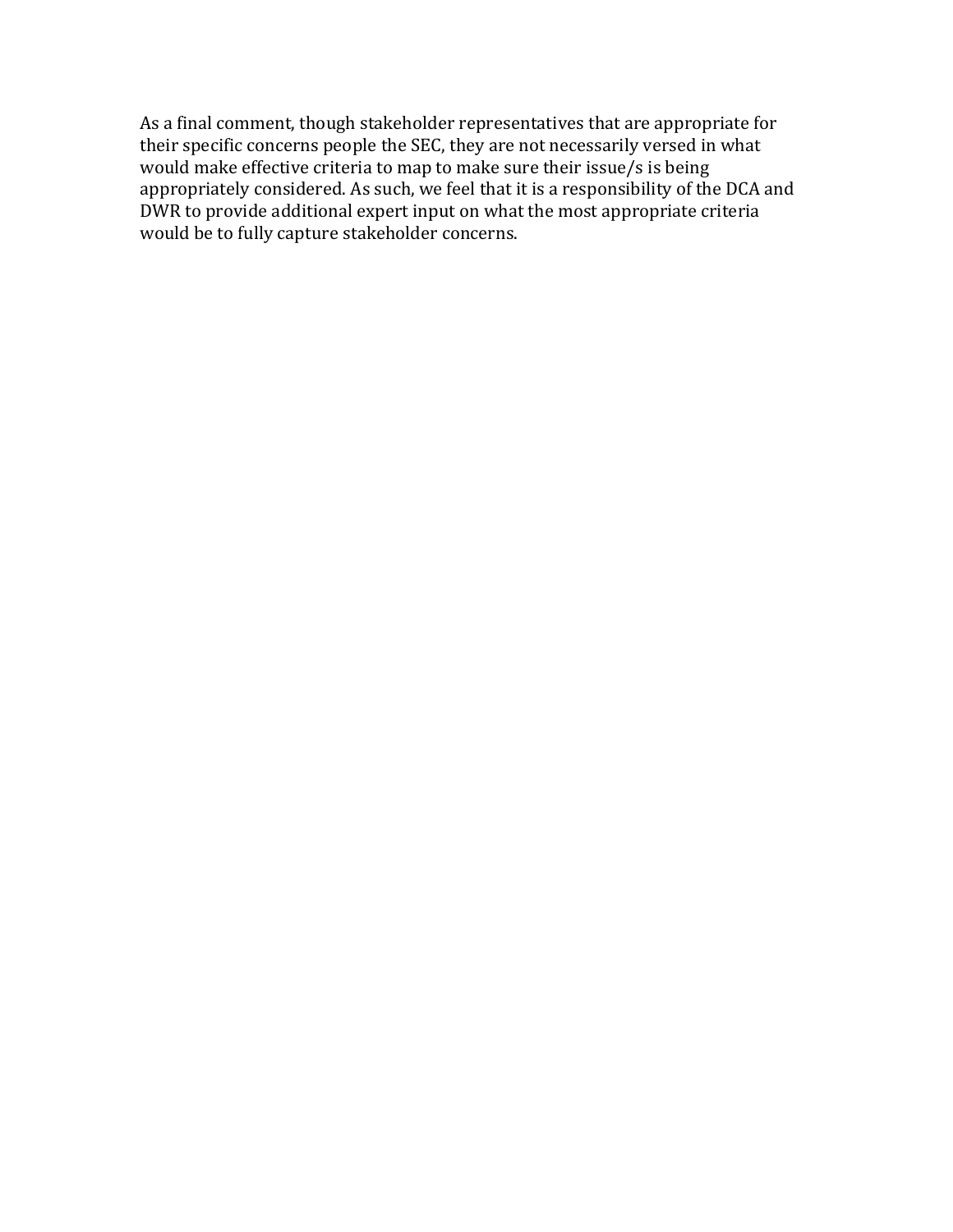As a final comment, though stakeholder representatives that are appropriate for their specific concerns people the SEC, they are not necessarily versed in what would make effective criteria to map to make sure their issue/s is being appropriately considered. As such, we feel that it is a responsibility of the DCA and DWR to provide additional expert input on what the most appropriate criteria would be to fully capture stakeholder concerns.